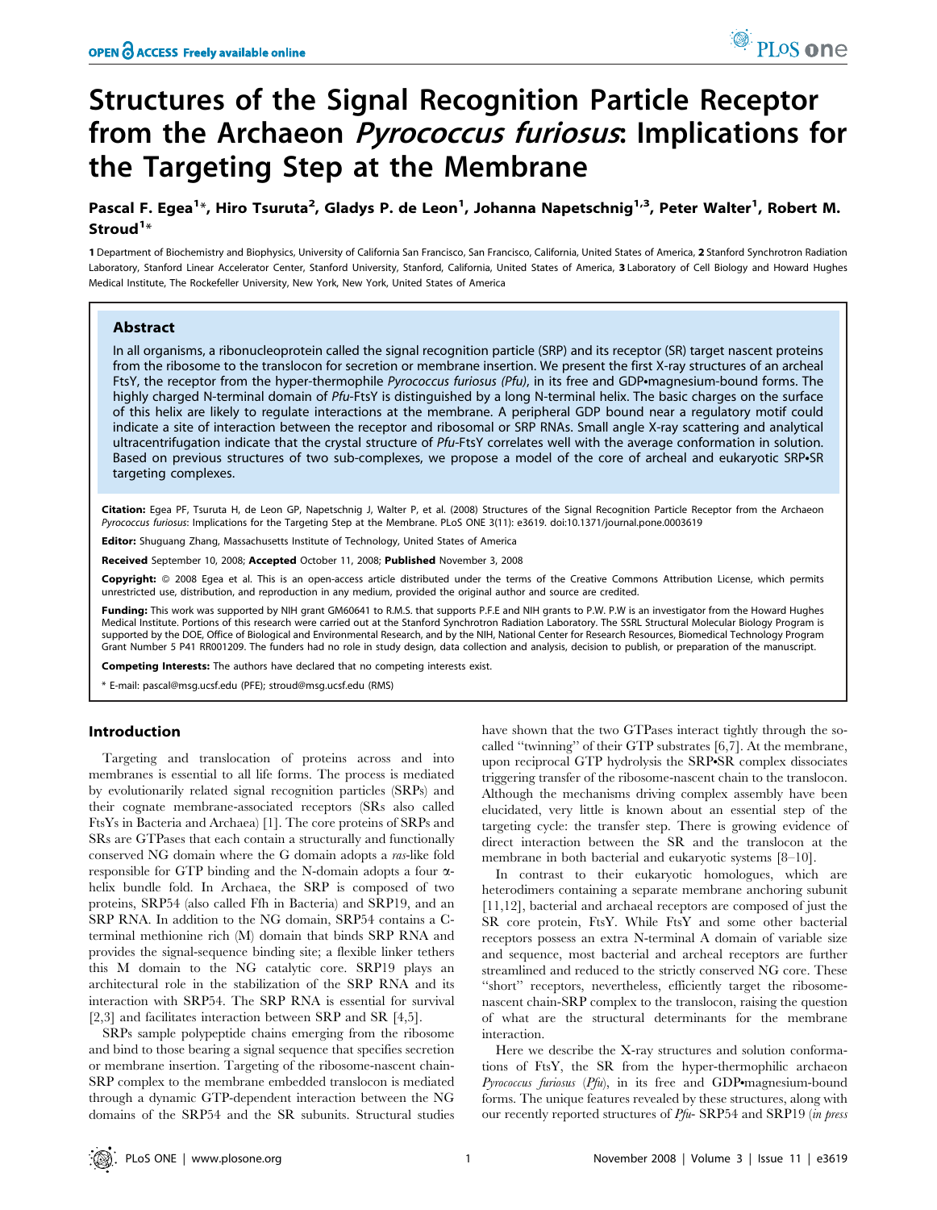# Structures of the Signal Recognition Particle Receptor from the Archaeon *Pyrococcus furiosus*: Implications for the Targeting Step at the Membrane

**Pascal F. Egea[1]*, Hiro Tsuruta[2], Gladys P. de Leon[1], Johanna Napetschnig[1,3], Peter Walter[1], Robert M. Stroud[1]***

1 Department of Biochemistry and Biophysics, University of California San Francisco, San Francisco, California, United States of America, 2 Stanford Synchrotron Radiation Laboratory, Stanford Linear Accelerator Center, Stanford University, Stanford, California, United States of America, 3 Laboratory of Cell Biology and Howard Hughes Medical Institute, The Rockefeller University, New York, New York, United States of America

## Abstract

In all organisms, a ribonucleoprotein called the signal recognition particle (SRP) and its receptor (SR) target nascent proteins from the ribosome to the translocon for secretion or membrane insertion. We present the first X-ray structures of an archeal FtsY, the receptor from the hyper-thermophile *Pyrococcus furiosus (Pfu)*, in its free and GDP•magnesium-bound forms. The highly charged N-terminal domain of *Pfu*-FtsY is distinguished by a long N-terminal helix. The basic charges on the surface of this helix are likely to regulate interactions at the membrane. A peripheral GDP bound near a regulatory motif could indicate a site of interaction between the receptor and ribosomal or SRP RNAs. Small angle X-ray scattering and analytical ultracentrifugation indicate that the crystal structure of *Pfu*-FtsY correlates well with the average conformation in solution. Based on previous structures of two sub-complexes, we propose a model of the core of archeal and eukaryotic SRP•SR targeting complexes.

**Citation:** Egea PF, Tsuruta H, de Leon GP, Napetschnig J, Walter P, et al. (2008) Structures of the Signal Recognition Particle Receptor from the Archaeon *Pyrococcus furiosus*: Implications for the Targeting Step at the Membrane. PLoS ONE 3(11): e3619. doi:10.1371/journal.pone.0003619

**Editor:** Shuguang Zhang, Massachusetts Institute of Technology, United States of America

**Received** September 10, 2008; **Accepted** October 11, 2008; **Published** November 3, 2008

**Copyright:** © 2008 Egea et al. This is an open-access article distributed under the terms of the Creative Commons Attribution License, which permits unrestricted use, distribution, and reproduction in any medium, provided the original author and source are credited.

**Funding:** This work was supported by NIH grant GM60641 to R.M.S. that supports P.F.E and NIH grants to P.W. P.W is an investigator from the Howard Hughes Medical Institute. Portions of this research were carried out at the Stanford Synchrotron Radiation Laboratory. The SSRL Structural Molecular Biology Program is supported by the DOE, Office of Biological and Environmental Research, and by the NIH, National Center for Research Resources, Biomedical Technology Program Grant Number 5 P41 RR001209. The funders had no role in study design, data collection and analysis, decision to publish, or preparation of the manuscript.

**Competing Interests:** The authors have declared that no competing interests exist.

* E-mail: pascal@msg.ucsf.edu (PFE); stroud@msg.ucsf.edu (RMS)

## Introduction

Targeting and translocation of proteins across and into membranes is essential to all life forms. The process is mediated by evolutionarily related signal recognition particles (SRPs) and their cognate membrane-associated receptors (SRs also called FtsYs in Bacteria and Archaea) [1]. The core proteins of SRPs and SRs are GTPases that each contain a structurally and functionally conserved NG domain where the G domain adopts a *ras*-like fold responsible for GTP binding and the N-domain adopts a four α-helix bundle fold. In Archaea, the SRP is composed of two proteins, SRP54 (also called Ffh in Bacteria) and SRP19, and an SRP RNA. In addition to the NG domain, SRP54 contains a C-terminal methionine rich (M) domain that binds SRP RNA and provides the signal-sequence binding site; a flexible linker tethers this M domain to the NG catalytic core. SRP19 plays an architectural role in the stabilization of the SRP RNA and its interaction with SRP54. The SRP RNA is essential for survival [2,3] and facilitates interaction between SRP and SR [4,5].

SRPs sample polypeptide chains emerging from the ribosome and bind to those bearing a signal sequence that specifies secretion or membrane insertion. Targeting of the ribosome-nascent chain-SRP complex to the membrane embedded translocon is mediated through a dynamic GTP-dependent interaction between the NG domains of the SRP54 and the SR subunits. Structural studies have shown that the two GTPases interact tightly through the so-called "twinning" of their GTP substrates [6,7]. At the membrane, upon reciprocal GTP hydrolysis the SRP•SR complex dissociates triggering transfer of the ribosome-nascent chain to the translocon. Although the mechanisms driving complex assembly have been elucidated, very little is known about an essential step of the targeting cycle: the transfer step. There is growing evidence of direct interaction between the SR and the translocon at the membrane in both bacterial and eukaryotic systems [8–10].

In contrast to their eukaryotic homologues, which are heterodimers containing a separate membrane anchoring subunit [11,12], bacterial and archaeal receptors are composed of just the SR core protein, FtsY. While FtsY and some other bacterial receptors possess an extra N-terminal A domain of variable size and sequence, most bacterial and archeal receptors are further streamlined and reduced to the strictly conserved NG core. These "short" receptors, nevertheless, efficiently target the ribosome-nascent chain-SRP complex to the translocon, raising the question of what are the structural determinants for the membrane interaction.

Here we describe the X-ray structures and solution conformations of FtsY, the SR from the hyper-thermophilic archaeon *Pyrococcus furiosus* (*Pfu*), in its free and GDP•magnesium-bound forms. The unique features revealed by these structures, along with our recently reported structures of *Pfu*- SRP54 and SRP19 (*in press*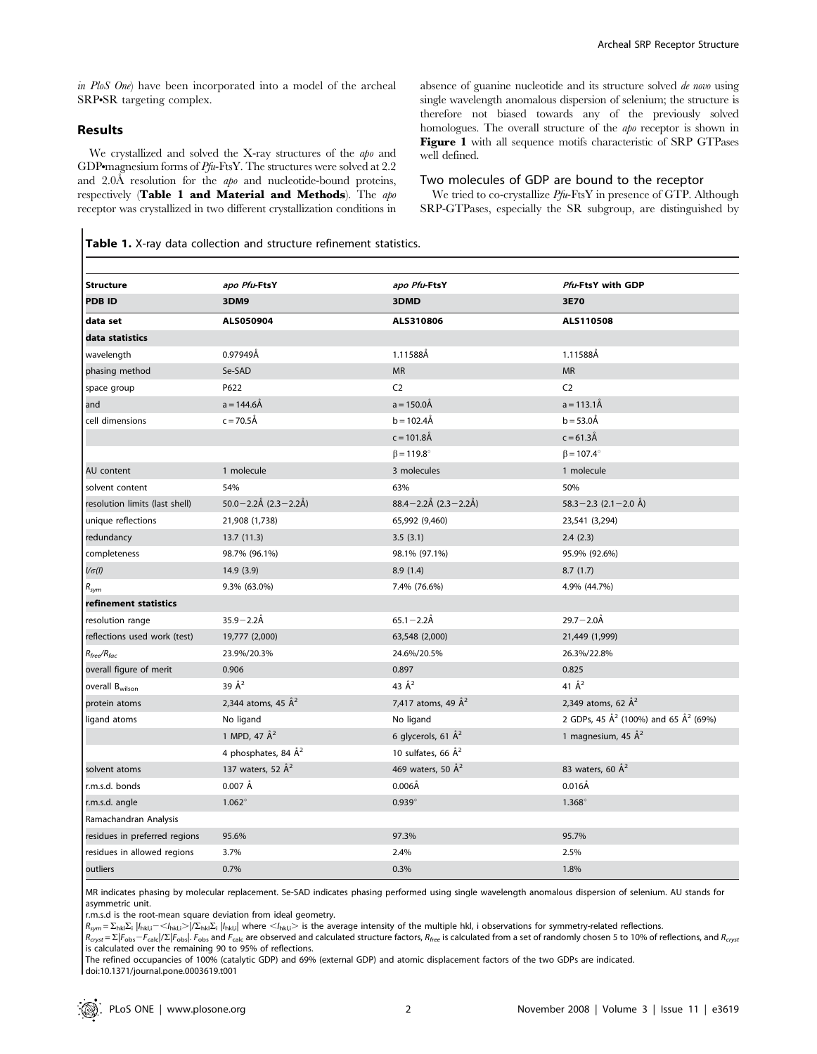*in PloS One*) have been incorporated into a model of the archeal SRP•SR targeting complex.

## Results

We crystallized and solved the X-ray structures of the *apo* and GDP•magnesium forms of *Pfu*-FtsY. The structures were solved at 2.2 and 2.0Å resolution for the *apo* and nucleotide-bound proteins, respectively (**Table 1 and Material and Methods**). The *apo* receptor was crystallized in two different crystallization conditions in absence of guanine nucleotide and its structure solved *de novo* using single wavelength anomalous dispersion of selenium; the structure is therefore not biased towards any of the previously solved homologues. The overall structure of the *apo* receptor is shown in **Figure 1** with all sequence motifs characteristic of SRP GTPases well defined.

### Two molecules of GDP are bound to the receptor

We tried to co-crystallize *Pfu*-FtsY in presence of GTP. Although SRP-GTPases, especially the SR subgroup, are distinguished by

**Table 1.** X-ray data collection and structure refinement statistics.

| Structure | *apo Pfu*-FtsY | *apo Pfu*-FtsY | *Pfu*-FtsY with GDP |
|---|---|---|---|
| **PDB ID** | **3DM9** | **3DMD** | **3E70** |
| **data set** | **ALS050904** | **ALS310806** | **ALS110508** |
| **data statistics** | | | |
| wavelength | 0.97949Å | 1.11588Å | 1.11588Å |
| phasing method | Se-SAD | MR | MR |
| space group | P622 | C2 | C2 |
| and | a = 144.6Å | a = 150.0Å | a = 113.1Å |
| cell dimensions | c = 70.5Å | b = 102.4Å | b = 53.0Å |
| | | c = 101.8Å | c = 61.3Å |
| | | β = 119.8° | β = 107.4° |
| AU content | 1 molecule | 3 molecules | 1 molecule |
| solvent content | 54% | 63% | 50% |
| resolution limits (last shell) | 50.0−2.2Å (2.3−2.2Å) | 88.4−2.2Å (2.3−2.2Å) | 58.3−2.3 (2.1−2.0 Å) |
| unique reflections | 21,908 (1,738) | 65,992 (9,460) | 23,541 (3,294) |
| redundancy | 13.7 (11.3) | 3.5 (3.1) | 2.4 (2.3) |
| completeness | 98.7% (96.1%) | 98.1% (97.1%) | 95.9% (92.6%) |
| $I/\sigma(I)$ | 14.9 (3.9) | 8.9 (1.4) | 8.7 (1.7) |
| $R_{sym}$ | 9.3% (63.0%) | 7.4% (76.6%) | 4.9% (44.7%) |
| **refinement statistics** | | | |
| resolution range | 35.9−2.2Å | 65.1−2.2Å | 29.7−2.0Å |
| reflections used work (test) | 19,777 (2,000) | 63,548 (2,000) | 21,449 (1,999) |
| $R_{free}/R_{fac}$ | 23.9%/20.3% | 24.6%/20.5% | 26.3%/22.8% |
| overall figure of merit | 0.906 | 0.897 | 0.825 |
| overall $B_{wilson}$ | 39 Å$^2$ | 43 Å$^2$ | 41 Å$^2$ |
| protein atoms | 2,344 atoms, 45 Å$^2$ | 7,417 atoms, 49 Å$^2$ | 2,349 atoms, 62 Å$^2$ |
| ligand atoms | No ligand | No ligand | 2 GDPs, 45 Å$^2$ (100%) and 65 Å$^2$ (69%) |
| | 1 MPD, 47 Å$^2$ | 6 glycerols, 61 Å$^2$ | 1 magnesium, 45 Å$^2$ |
| | 4 phosphates, 84 Å$^2$ | 10 sulfates, 66 Å$^2$ | |
| solvent atoms | 137 waters, 52 Å$^2$ | 469 waters, 50 Å$^2$ | 83 waters, 60 Å$^2$ |
| r.m.s.d. bonds | 0.007 Å | 0.006Å | 0.016Å |
| r.m.s.d. angle | 1.062° | 0.939° | 1.368° |
| Ramachandran Analysis | | | |
| residues in preferred regions | 95.6% | 97.3% | 95.7% |
| residues in allowed regions | 3.7% | 2.4% | 2.5% |
| outliers | 0.7% | 0.3% | 1.8% |

MR indicates phasing by molecular replacement. Se-SAD indicates phasing performed using single wavelength anomalous dispersion of selenium. AU stands for asymmetric unit.

r.m.s.d is the root-mean square deviation from ideal geometry.

$R_{sym} = \Sigma_{hkl}\Sigma_i |I_{hkl,i} - \langle I_{hkl,i}\rangle| / \Sigma_{hkl}\Sigma_i |I_{hkl,i}|$ where $\langle I_{hkl,i}\rangle$ is the average intensity of the multiple hkl, i observations for symmetry-related reflections.

$R_{cryst} = \Sigma|F_{obs} - F_{calc}|/\Sigma|F_{obs}|$. $F_{obs}$ and $F_{calc}$ are observed and calculated structure factors, $R_{free}$ is calculated from a set of randomly chosen 5 to 10% of reflections, and $R_{cryst}$ is calculated over the remaining 90 to 95% of reflections.

The refined occupancies of 100% (catalytic GDP) and 69% (external GDP) and atomic displacement factors of the two GDPs are indicated.

doi:10.1371/journal.pone.0003619.t001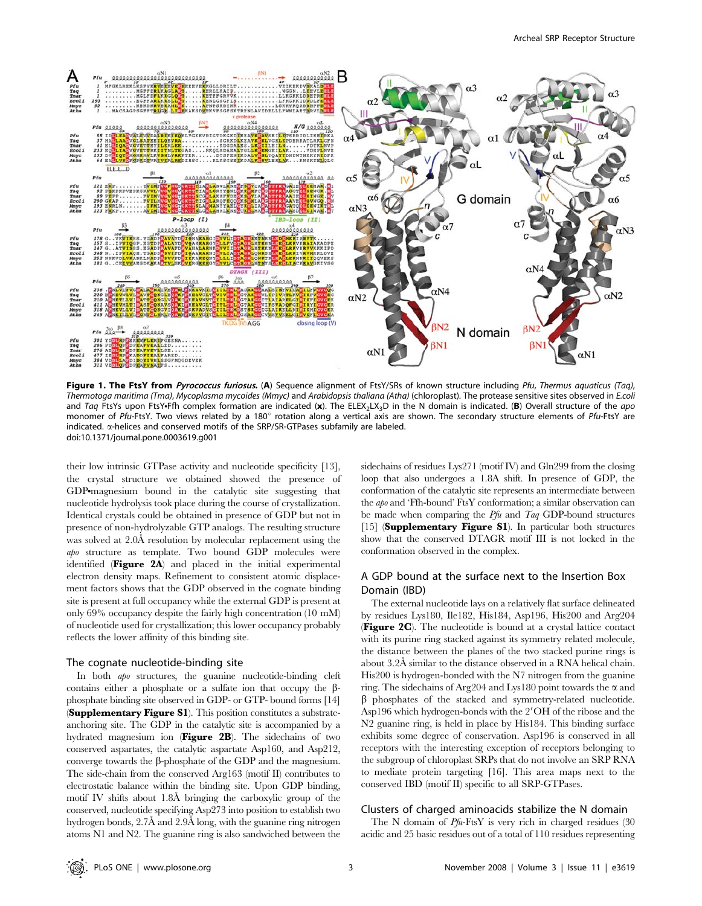**Figure 1. The FtsY from *Pyrococcus furiosus*.** (**A**) Sequence alignment of FtsY/SRs of known structure including *Pfu*, *Thermus aquaticus (Taq)*, *Thermotoga maritima (Tma)*, *Mycoplasma mycoides (Mmyc)* and *Arabidopsis thaliana (Atha)* (chloroplast). The protease sensitive sites observed in *E.coli* and *Taq* FtsYs upon FtsY•Ffh complex formation are indicated (**x**). The ELEX$_2$LX$_3$D in the N domain is indicated. (**B**) Overall structure of the *apo* monomer of *Pfu*-FtsY. Two views related by a 180° rotation along a vertical axis are shown. The secondary structure elements of *Pfu*-FtsY are indicated. α-helices and conserved motifs of the SRP/SR-GTPases subfamily are labeled.
doi:10.1371/journal.pone.0003619.g001

their low intrinsic GTPase activity and nucleotide specificity [13], the crystal structure we obtained showed the presence of GDP•magnesium bound in the catalytic site suggesting that nucleotide hydrolysis took place during the course of crystallization. Identical crystals could be obtained in presence of GDP but not in presence of non-hydrolyzable GTP analogs. The resulting structure was solved at 2.0Å resolution by molecular replacement using the *apo* structure as template. Two bound GDP molecules were identified (**Figure 2A**) and placed in the initial experimental electron density maps. Refinement to consistent atomic displacement factors shows that the GDP observed in the cognate binding site is present at full occupancy while the external GDP is present at only 69% occupancy despite the fairly high concentration (10 mM) of nucleotide used for crystallization; this lower occupancy probably reflects the lower affinity of this binding site.

### The cognate nucleotide-binding site

In both *apo* structures, the guanine nucleotide-binding cleft contains either a phosphate or a sulfate ion that occupy the β-phosphate binding site observed in GDP- or GTP- bound forms [14] (**Supplementary Figure S1**). This position constitutes a substrate-anchoring site. The GDP in the catalytic site is accompanied by a hydrated magnesium ion (**Figure 2B**). The sidechains of two conserved aspartates, the catalytic aspartate Asp160, and Asp212, converge towards the β-phosphate of the GDP and the magnesium. The side-chain from the conserved Arg163 (motif II) contributes to electrostatic balance within the binding site. Upon GDP binding, motif IV shifts about 1.8Å bringing the carboxylic group of the conserved, nucleotide specifying Asp273 into position to establish two hydrogen bonds, 2.7Å and 2.9Å long, with the guanine ring nitrogen atoms N1 and N2. The guanine ring is also sandwiched between the sidechains of residues Lys271 (motif IV) and Gln299 from the closing loop that also undergoes a 1.8A shift. In presence of GDP, the conformation of the catalytic site represents an intermediate between the *apo* and 'Ffh-bound' FtsY conformation; a similar observation can be made when comparing the *Pfu* and *Taq* GDP-bound structures [15] (**Supplementary Figure S1**). In particular both structures show that the conserved DTAGR motif III is not locked in the conformation observed in the complex.

### A GDP bound at the surface next to the Insertion Box Domain (IBD)

The external nucleotide lays on a relatively flat surface delineated by residues Lys180, Ile182, His184, Asp196, His200 and Arg204 (**Figure 2C**). The nucleotide is bound at a crystal lattice contact with its purine ring stacked against its symmetry related molecule, the distance between the planes of the two stacked purine rings is about 3.2Å similar to the distance observed in a RNA helical chain. His200 is hydrogen-bonded with the N7 nitrogen from the guanine ring. The sidechains of Arg204 and Lys180 point towards the α and β phosphates of the stacked and symmetry-related nucleotide. Asp196 which hydrogen-bonds with the 2′OH of the ribose and the N2 guanine ring, is held in place by His184. This binding surface exhibits some degree of conservation. Asp196 is conserved in all receptors with the interesting exception of receptors belonging to the subgroup of chloroplast SRPs that do not involve an SRP RNA to mediate protein targeting [16]. This area maps next to the conserved IBD (motif II) specific to all SRP-GTPases.

### Clusters of charged aminoacids stabilize the N domain

The N domain of *Pfu*-FtsY is very rich in charged residues (30 acidic and 25 basic residues out of a total of 110 residues representing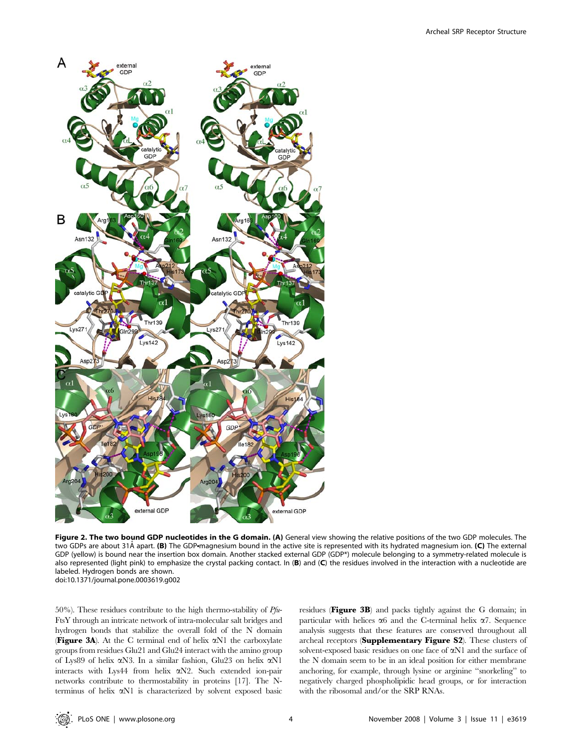**Figure 2. The two bound GDP nucleotides in the G domain. (A)** General view showing the relative positions of the two GDP molecules. The two GDPs are about 31Å apart. **(B)** The GDP•magnesium bound in the active site is represented with its hydrated magnesium ion. **(C)** The external GDP (yellow) is bound near the insertion box domain. Another stacked external GDP (GDP*) molecule belonging to a symmetry-related molecule is also represented (light pink) to emphasize the crystal packing contact. In (**B**) and (**C**) the residues involved in the interaction with a nucleotide are labeled. Hydrogen bonds are shown.
doi:10.1371/journal.pone.0003619.g002

50%). These residues contribute to the high thermo-stability of *Pfu*-FtsY through an intricate network of intra-molecular salt bridges and hydrogen bonds that stabilize the overall fold of the N domain (**Figure 3A**). At the C terminal end of helix αN1 the carboxylate groups from residues Glu21 and Glu24 interact with the amino group of Lys89 of helix αN3. In a similar fashion, Glu23 on helix αN1 interacts with Lys44 from helix αN2. Such extended ion-pair networks contribute to thermostability in proteins [17]. The N-terminus of helix αN1 is characterized by solvent exposed basic residues (**Figure 3B**) and packs tightly against the G domain; in particular with helices α6 and the C-terminal helix α7. Sequence analysis suggests that these features are conserved throughout all archeal receptors (**Supplementary Figure S2**). These clusters of solvent-exposed basic residues on one face of αN1 and the surface of the N domain seem to be in an ideal position for either membrane anchoring, for example, through lysine or arginine "snorkeling" to negatively charged phospholipidic head groups, or for interaction with the ribosomal and/or the SRP RNAs.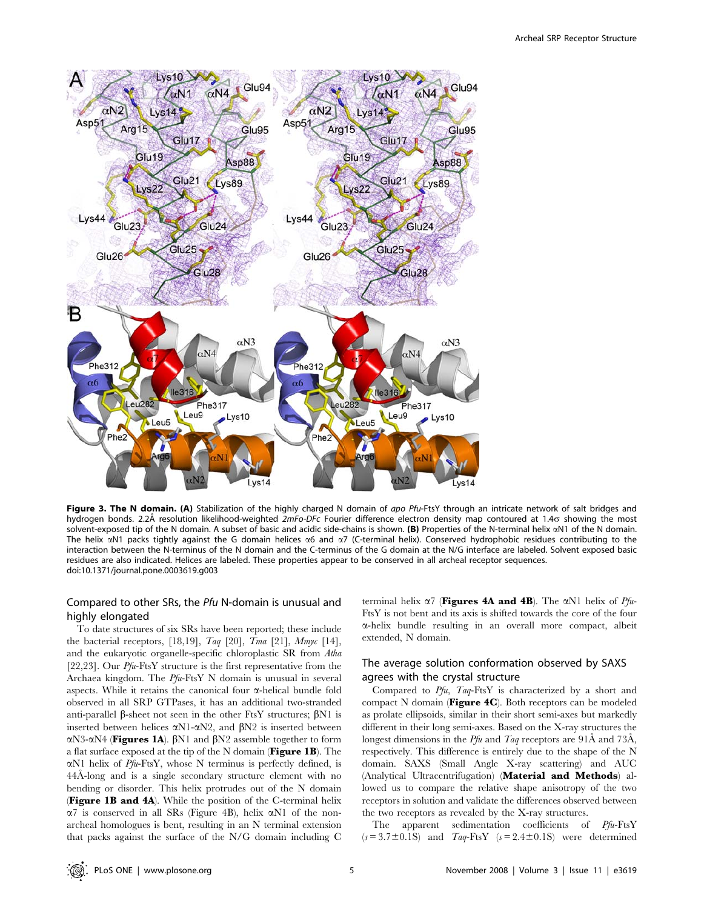**Figure 3. The N domain. (A)** Stabilization of the highly charged N domain of *apo Pfu*-FtsY through an intricate network of salt bridges and hydrogen bonds. 2.2Å resolution likelihood-weighted *2mFo-DFc* Fourier difference electron density map contoured at 1.4σ showing the most solvent-exposed tip of the N domain. A subset of basic and acidic side-chains is shown. **(B)** Properties of the N-terminal helix αN1 of the N domain. The helix αN1 packs tightly against the G domain helices α6 and α7 (C-terminal helix). Conserved hydrophobic residues contributing to the interaction between the N-terminus of the N domain and the C-terminus of the G domain at the N/G interface are labeled. Solvent exposed basic residues are also indicated. Helices are labeled. These properties appear to be conserved in all archeal receptor sequences.
doi:10.1371/journal.pone.0003619.g003

## Compared to other SRs, the *Pfu* N-domain is unusual and highly elongated

To date structures of six SRs have been reported; these include the bacterial receptors, [18,19], *Taq* [20], *Tma* [21], *Mmyc* [14], and the eukaryotic organelle-specific chloroplastic SR from *Atha* [22,23]. Our *Pfu*-FtsY structure is the first representative from the Archaea kingdom. The *Pfu*-FtsY N domain is unusual in several aspects. While it retains the canonical four α-helical bundle fold observed in all SRP GTPases, it has an additional two-stranded anti-parallel β-sheet not seen in the other FtsY structures; βN1 is inserted between helices αN1-αN2, and βN2 is inserted between αN3-αN4 (**Figures 1A**). βN1 and βN2 assemble together to form a flat surface exposed at the tip of the N domain (**Figure 1B**). The αN1 helix of *Pfu*-FtsY, whose N terminus is perfectly defined, is 44Å-long and is a single secondary structure element with no bending or disorder. This helix protrudes out of the N domain (**Figure 1B and 4A**). While the position of the C-terminal helix α7 is conserved in all SRs (Figure 4B), helix αN1 of the non-archeal homologues is bent, resulting in an N terminal extension that packs against the surface of the N/G domain including C terminal helix α7 (**Figures 4A and 4B**). The αN1 helix of *Pfu*-FtsY is not bent and its axis is shifted towards the core of the four α-helix bundle resulting in an overall more compact, albeit extended, N domain.

## The average solution conformation observed by SAXS agrees with the crystal structure

Compared to *Pfu*, *Taq*-FtsY is characterized by a short and compact N domain (**Figure 4C**). Both receptors can be modeled as prolate ellipsoids, similar in their short semi-axes but markedly different in their long semi-axes. Based on the X-ray structures the longest dimensions in the *Pfu* and *Taq* receptors are 91Å and 73Å, respectively. This difference is entirely due to the shape of the N domain. SAXS (Small Angle X-ray scattering) and AUC (Analytical Ultracentrifugation) (**Material and Methods**) allowed us to compare the relative shape anisotropy of the two receptors in solution and validate the differences observed between the two receptors as revealed by the X-ray structures.

The apparent sedimentation coefficients of *Pfu*-FtsY ($s = 3.7 \pm 0.1$S) and *Taq*-FtsY ($s = 2.4 \pm 0.1$S) were determined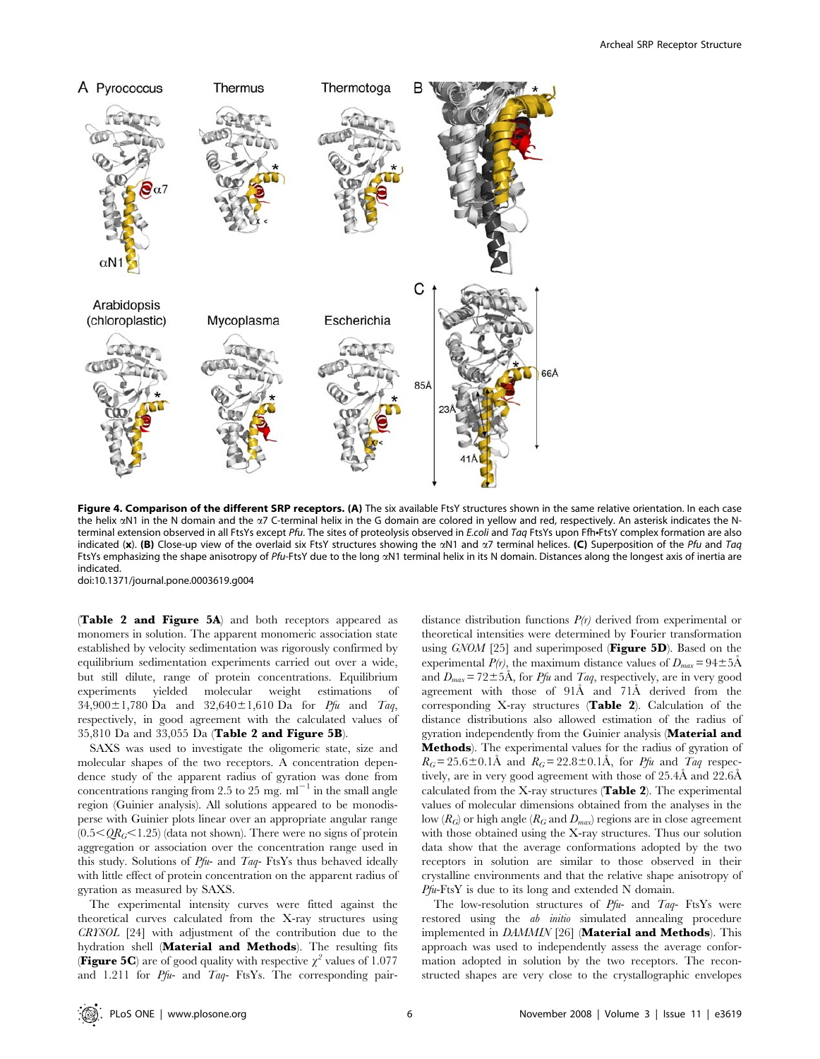**Figure 4. Comparison of the different SRP receptors. (A)** The six available FtsY structures shown in the same relative orientation. In each case the helix αN1 in the N domain and the α7 C-terminal helix in the G domain are colored in yellow and red, respectively. An asterisk indicates the N-terminal extension observed in all FtsYs except *Pfu*. The sites of proteolysis observed in *E.coli* and *Taq* FtsYs upon Ffh•FtsY complex formation are also indicated (**x**). **(B)** Close-up view of the overlaid six FtsY structures showing the αN1 and α7 terminal helices. **(C)** Superposition of the *Pfu* and *Taq* FtsYs emphasizing the shape anisotropy of *Pfu*-FtsY due to the long αN1 terminal helix in its N domain. Distances along the longest axis of inertia are indicated.

doi:10.1371/journal.pone.0003619.g004

(**Table 2 and Figure 5A**) and both receptors appeared as monomers in solution. The apparent monomeric association state established by velocity sedimentation was rigorously confirmed by equilibrium sedimentation experiments carried out over a wide, but still dilute, range of protein concentrations. Equilibrium experiments yielded molecular weight estimations of 34,900±1,780 Da and 32,640±1,610 Da for *Pfu* and *Taq*, respectively, in good agreement with the calculated values of 35,810 Da and 33,055 Da (**Table 2 and Figure 5B**).

SAXS was used to investigate the oligomeric state, size and molecular shapes of the two receptors. A concentration dependence study of the apparent radius of gyration was done from concentrations ranging from 2.5 to 25 mg. $ml^{-1}$ in the small angle region (Guinier analysis). All solutions appeared to be monodisperse with Guinier plots linear over an appropriate angular range ($0.5 < QR_G < 1.25$) (data not shown). There were no signs of protein aggregation or association over the concentration range used in this study. Solutions of *Pfu*- and *Taq*- FtsYs thus behaved ideally with little effect of protein concentration on the apparent radius of gyration as measured by SAXS.

The experimental intensity curves were fitted against the theoretical curves calculated from the X-ray structures using *CRYSOL* [24] with adjustment of the contribution due to the hydration shell (**Material and Methods**). The resulting fits (**Figure 5C**) are of good quality with respective $\chi^2$ values of 1.077 and 1.211 for *Pfu*- and *Taq*- FtsYs. The corresponding pair-distance distribution functions *P(r)* derived from experimental or theoretical intensities were determined by Fourier transformation using *GNOM* [25] and superimposed (**Figure 5D**). Based on the experimental *P(r)*, the maximum distance values of $D_{max} = 94 \pm 5$Å and $D_{max} = 72 \pm 5$Å, for *Pfu* and *Taq*, respectively, are in very good agreement with those of 91Å and 71Å derived from the corresponding X-ray structures (**Table 2**). Calculation of the distance distributions also allowed estimation of the radius of gyration independently from the Guinier analysis (**Material and Methods**). The experimental values for the radius of gyration of $R_G = 25.6 \pm 0.1$Å and $R_G = 22.8 \pm 0.1$Å, for *Pfu* and *Taq* respectively, are in very good agreement with those of 25.4Å and 22.6Å calculated from the X-ray structures (**Table 2**). The experimental values of molecular dimensions obtained from the analyses in the low ($R_G$) or high angle ($R_G$ and $D_{max}$) regions are in close agreement with those obtained using the X-ray structures. Thus our solution data show that the average conformations adopted by the two receptors in solution are similar to those observed in their crystalline environments and that the relative shape anisotropy of *Pfu*-FtsY is due to its long and extended N domain.

The low-resolution structures of *Pfu*- and *Taq*- FtsYs were restored using the *ab initio* simulated annealing procedure implemented in *DAMMIN* [26] (**Material and Methods**). This approach was used to independently assess the average conformation adopted in solution by the two receptors. The reconstructed shapes are very close to the crystallographic envelopes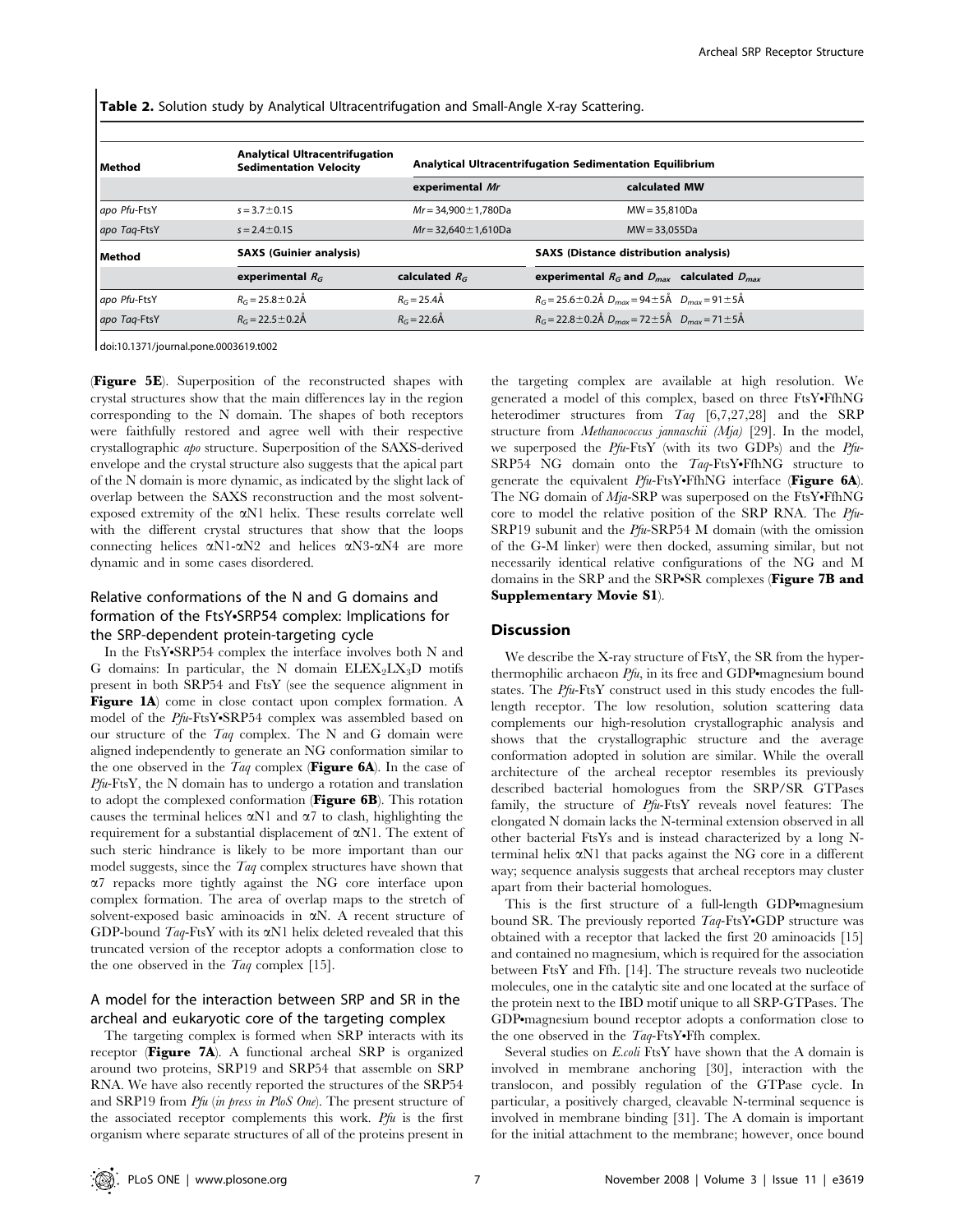**Table 2.** Solution study by Analytical Ultracentrifugation and Small-Angle X-ray Scattering.

| Method | Analytical Ultracentrifugation Sedimentation Velocity | Analytical Ultracentrifugation Sedimentation Equilibrium | |
|---|---|---|---|
| | | experimental $Mr$ | calculated MW |
| *apo Pfu*-FtsY | $s = 3.7 \pm 0.1$S | $Mr = 34{,}900 \pm 1{,}780$Da | MW = 35,810Da |
| *apo Taq*-FtsY | $s = 2.4 \pm 0.1$S | $Mr = 32{,}640 \pm 1{,}610$Da | MW = 33,055Da |
| **Method** | **SAXS (Guinier analysis)** | | **SAXS (Distance distribution analysis)** |
| | experimental $R_G$ | calculated $R_G$ | experimental $R_G$ and $D_{max}$ calculated $D_{max}$ |
| *apo Pfu*-FtsY | $R_G = 25.8 \pm 0.2$Å | $R_G = 25.4$Å | $R_G = 25.6 \pm 0.2$Å $D_{max} = 94 \pm 5$Å $D_{max} = 91 \pm 5$Å |
| *apo Taq*-FtsY | $R_G = 22.5 \pm 0.2$Å | $R_G = 22.6$Å | $R_G = 22.8 \pm 0.2$Å $D_{max} = 72 \pm 5$Å $D_{max} = 71 \pm 5$Å |

doi:10.1371/journal.pone.0003619.t002

(**Figure 5E**). Superposition of the reconstructed shapes with crystal structures show that the main differences lay in the region corresponding to the N domain. The shapes of both receptors were faithfully restored and agree well with their respective crystallographic *apo* structure. Superposition of the SAXS-derived envelope and the crystal structure also suggests that the apical part of the N domain is more dynamic, as indicated by the slight lack of overlap between the SAXS reconstruction and the most solvent-exposed extremity of the αN1 helix. These results correlate well with the different crystal structures that show that the loops connecting helices αN1-αN2 and helices αN3-αN4 are more dynamic and in some cases disordered.

### Relative conformations of the N and G domains and formation of the FtsY•SRP54 complex: Implications for the SRP-dependent protein-targeting cycle

In the FtsY•SRP54 complex the interface involves both N and G domains: In particular, the N domain $ELEX_2LX_3D$ motifs present in both SRP54 and FtsY (see the sequence alignment in **Figure 1A**) come in close contact upon complex formation. A model of the *Pfu*-FtsY•SRP54 complex was assembled based on our structure of the *Taq* complex. The N and G domain were aligned independently to generate an NG conformation similar to the one observed in the *Taq* complex (**Figure 6A**). In the case of *Pfu*-FtsY, the N domain has to undergo a rotation and translation to adopt the complexed conformation (**Figure 6B**). This rotation causes the terminal helices αN1 and α7 to clash, highlighting the requirement for a substantial displacement of αN1. The extent of such steric hindrance is likely to be more important than our model suggests, since the *Taq* complex structures have shown that α7 repacks more tightly against the NG core interface upon complex formation. The area of overlap maps to the stretch of solvent-exposed basic aminoacids in αN. A recent structure of GDP-bound *Taq*-FtsY with its αN1 helix deleted revealed that this truncated version of the receptor adopts a conformation close to the one observed in the *Taq* complex [15].

### A model for the interaction between SRP and SR in the archeal and eukaryotic core of the targeting complex

The targeting complex is formed when SRP interacts with its receptor (**Figure 7A**). A functional archeal SRP is organized around two proteins, SRP19 and SRP54 that assemble on SRP RNA. We have also recently reported the structures of the SRP54 and SRP19 from *Pfu* (*in press in PloS One*). The present structure of the associated receptor complements this work. *Pfu* is the first organism where separate structures of all of the proteins present in the targeting complex are available at high resolution. We generated a model of this complex, based on three FtsY•FfhNG heterodimer structures from *Taq* [6,7,27,28] and the SRP structure from *Methanococcus jannaschii (Mja)* [29]. In the model, we superposed the *Pfu*-FtsY (with its two GDPs) and the *Pfu*-SRP54 NG domain onto the *Taq*-FtsY•FfhNG structure to generate the equivalent *Pfu*-FtsY•FfhNG interface (**Figure 6A**). The NG domain of *Mja*-SRP was superposed on the FtsY•FfhNG core to model the relative position of the SRP RNA. The *Pfu*-SRP19 subunit and the *Pfu*-SRP54 M domain (with the omission of the G-M linker) were then docked, assuming similar, but not necessarily identical relative configurations of the NG and M domains in the SRP and the SRP•SR complexes (**Figure 7B and Supplementary Movie S1**).

## Discussion

We describe the X-ray structure of FtsY, the SR from the hyperthermophilic archaeon *Pfu*, in its free and GDP•magnesium bound states. The *Pfu*-FtsY construct used in this study encodes the full-length receptor. The low resolution, solution scattering data complements our high-resolution crystallographic analysis and shows that the crystallographic structure and the average conformation adopted in solution are similar. While the overall architecture of the archeal receptor resembles its previously described bacterial homologues from the SRP/SR GTPases family, the structure of *Pfu*-FtsY reveals novel features: The elongated N domain lacks the N-terminal extension observed in all other bacterial FtsYs and is instead characterized by a long N-terminal helix αN1 that packs against the NG core in a different way; sequence analysis suggests that archeal receptors may cluster apart from their bacterial homologues.

This is the first structure of a full-length GDP•magnesium bound SR. The previously reported *Taq*-FtsY•GDP structure was obtained with a receptor that lacked the first 20 aminoacids [15] and contained no magnesium, which is required for the association between FtsY and Ffh. [14]. The structure reveals two nucleotide molecules, one in the catalytic site and one located at the surface of the protein next to the IBD motif unique to all SRP-GTPases. The GDP•magnesium bound receptor adopts a conformation close to the one observed in the *Taq*-FtsY•Ffh complex.

Several studies on *E.coli* FtsY have shown that the A domain is involved in membrane anchoring [30], interaction with the translocon, and possibly regulation of the GTPase cycle. In particular, a positively charged, cleavable N-terminal sequence is involved in membrane binding [31]. The A domain is important for the initial attachment to the membrane; however, once bound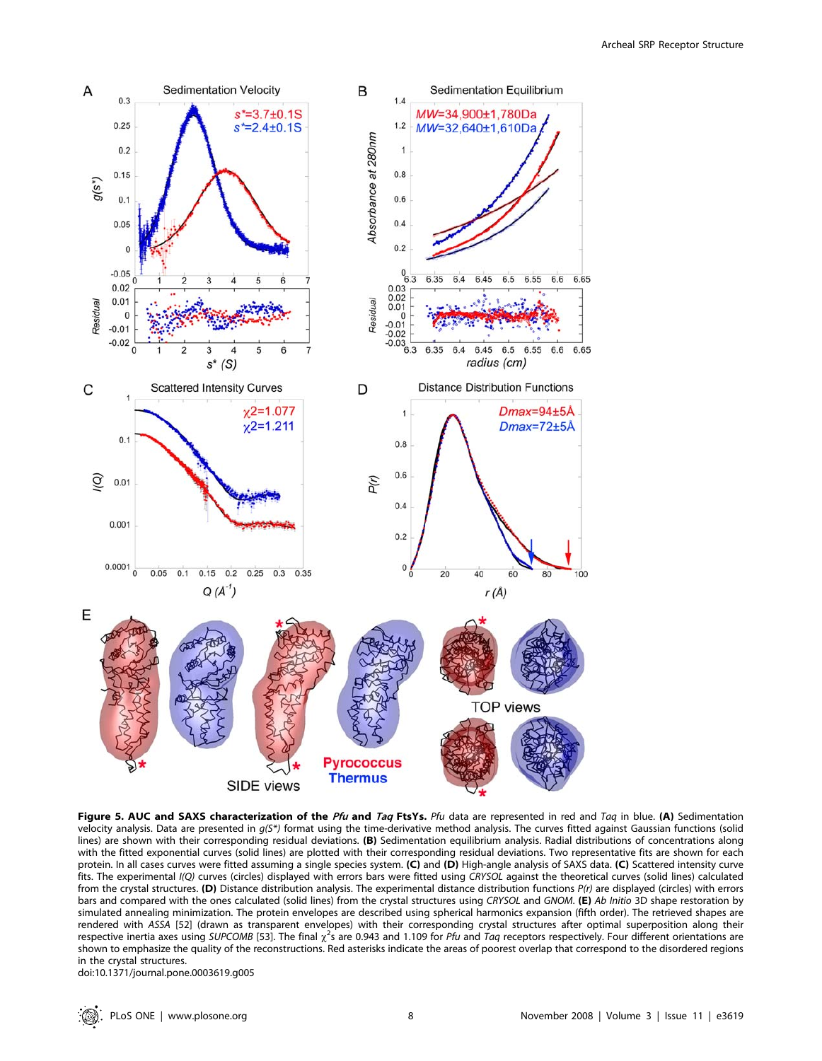**Figure 5. AUC and SAXS characterization of the *Pfu* and *Taq* FtsYs.** *Pfu* data are represented in red and *Taq* in blue. **(A)** Sedimentation velocity analysis. Data are presented in *g(S\*)* format using the time-derivative method analysis. The curves fitted against Gaussian functions (solid lines) are shown with their corresponding residual deviations. **(B)** Sedimentation equilibrium analysis. Radial distributions of concentrations along with the fitted exponential curves (solid lines) are plotted with their corresponding residual deviations. Two representative fits are shown for each protein. In all cases curves were fitted assuming a single species system. **(C)** and **(D)** High-angle analysis of SAXS data. **(C)** Scattered intensity curve fits. The experimental *I(Q)* curves (circles) displayed with errors bars were fitted using *CRYSOL* against the theoretical curves (solid lines) calculated from the crystal structures. **(D)** Distance distribution analysis. The experimental distance distribution functions *P(r)* are displayed (circles) with errors bars and compared with the ones calculated (solid lines) from the crystal structures using *CRYSOL* and *GNOM*. **(E)** *Ab Initio* 3D shape restoration by simulated annealing minimization. The protein envelopes are described using spherical harmonics expansion (fifth order). The retrieved shapes are rendered with *ASSA* [52] (drawn as transparent envelopes) with their corresponding crystal structures after optimal superposition along their respective inertia axes using *SUPCOMB* [53]. The final $\chi^2$s are 0.943 and 1.109 for *Pfu* and *Taq* receptors respectively. Four different orientations are shown to emphasize the quality of the reconstructions. Red asterisks indicate the areas of poorest overlap that correspond to the disordered regions in the crystal structures.
doi:10.1371/journal.pone.0003619.g005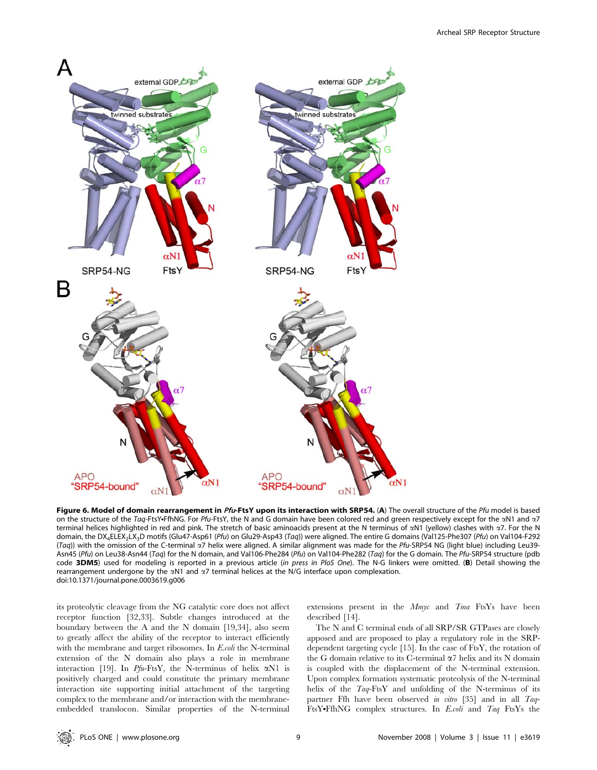**Figure 6. Model of domain rearrangement in *Pfu*-FtsY upon its interaction with SRP54.** (**A**) The overall structure of the *Pfu* model is based on the structure of the *Taq*-FtsY•FfhNG. For *Pfu*-FtsY, the N and G domain have been colored red and green respectively except for the αN1 and α7 terminal helices highlighted in red and pink. The stretch of basic aminoacids present at the N terminus of αN1 (yellow) clashes with α7. For the N domain, the $DX_4ELEX_2LX_3D$ motifs (Glu47-Asp61 (*Pfu*) on Glu29-Asp43 (*Taq*)) were aligned. The entire G domains (Val125-Phe307 (*Pfu*) on Val104-F292 (*Taq*)) with the omission of the C-terminal α7 helix were aligned. A similar alignment was made for the *Pfu*-SRP54 NG (light blue) including Leu39-Asn45 (*Pfu*) on Leu38-Asn44 (*Taq*) for the N domain, and Val106-Phe284 (*Pfu*) on Val104-Phe282 (*Taq*) for the G domain. The *Pfu*-SRP54 structure (pdb code **3DM5**) used for modeling is reported in a previous article (*in press in PloS One*). The N-G linkers were omitted. (**B**) Detail showing the rearrangement undergone by the αN1 and α7 terminal helices at the N/G interface upon complexation.
doi:10.1371/journal.pone.0003619.g006

its proteolytic cleavage from the NG catalytic core does not affect receptor function [32,33]. Subtle changes introduced at the boundary between the A and the N domain [19,34], also seem to greatly affect the ability of the receptor to interact efficiently with the membrane and target ribosomes. In *E.coli* the N-terminal extension of the N domain also plays a role in membrane interaction [19]. In *Pfu*-FtsY, the N-terminus of helix αN1 is positively charged and could constitute the primary membrane interaction site supporting initial attachment of the targeting complex to the membrane and/or interaction with the membrane-embedded translocon. Similar properties of the N-terminal extensions present in the *Mmyc* and *Tma* FtsYs have been described [14].

The N and C terminal ends of all SRP/SR GTPases are closely apposed and are proposed to play a regulatory role in the SRP-dependent targeting cycle [15]. In the case of FtsY, the rotation of the G domain relative to its C-terminal α7 helix and its N domain is coupled with the displacement of the N-terminal extension. Upon complex formation systematic proteolysis of the N-terminal helix of the *Taq*-FtsY and unfolding of the N-terminus of its partner Ffh have been observed *in vitro* [35] and in all *Taq*-FtsY•FfhNG complex structures. In *E.coli* and *Taq* FtsYs the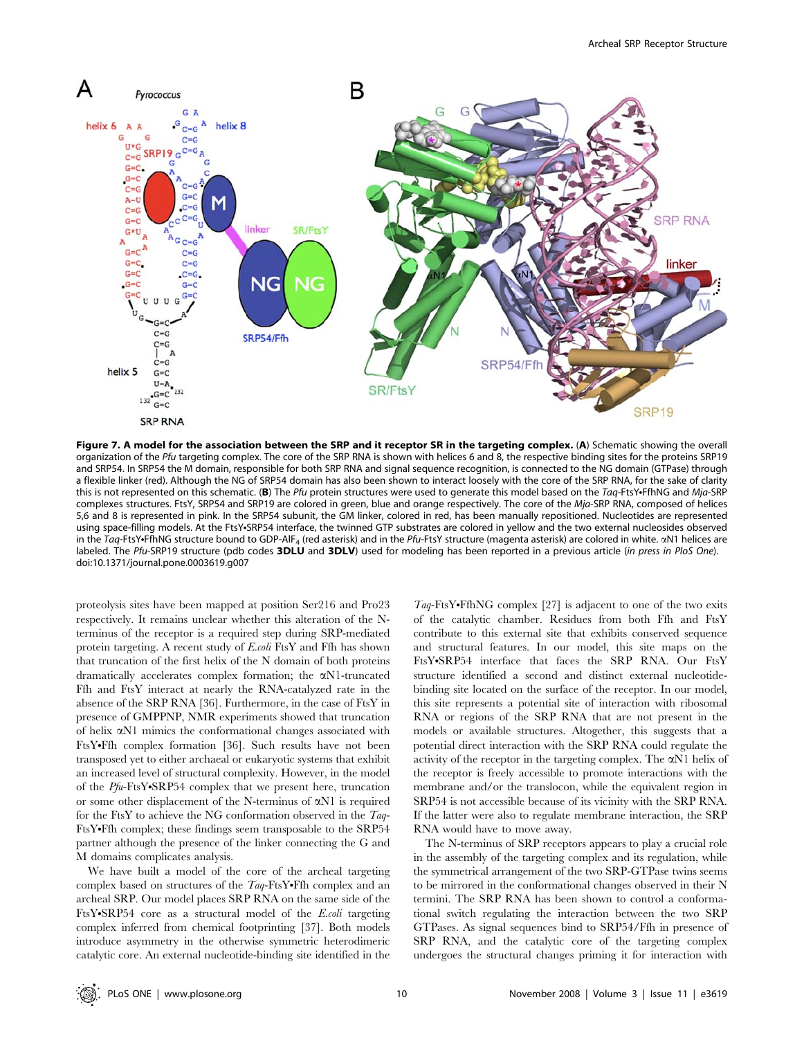**Figure 7. A model for the association between the SRP and it receptor SR in the targeting complex.** (**A**) Schematic showing the overall organization of the *Pfu* targeting complex. The core of the SRP RNA is shown with helices 6 and 8, the respective binding sites for the proteins SRP19 and SRP54. In SRP54 the M domain, responsible for both SRP RNA and signal sequence recognition, is connected to the NG domain (GTPase) through a flexible linker (red). Although the NG of SRP54 domain has also been shown to interact loosely with the core of the SRP RNA, for the sake of clarity this is not represented on this schematic. (**B**) The *Pfu* protein structures were used to generate this model based on the *Taq*-FtsY•FfhNG and *Mja*-SRP complexes structures. FtsY, SRP54 and SRP19 are colored in green, blue and orange respectively. The core of the *Mja*-SRP RNA, composed of helices 5,6 and 8 is represented in pink. In the SRP54 subunit, the GM linker, colored in red, has been manually repositioned. Nucleotides are represented using space-filling models. At the FtsY•SRP54 interface, the twinned GTP substrates are colored in yellow and the two external nucleosides observed in the *Taq*-FtsY•FfhNG structure bound to GDP-$AlF_4$ (red asterisk) and in the *Pfu*-FtsY structure (magenta asterisk) are colored in white. αN1 helices are labeled. The *Pfu*-SRP19 structure (pdb codes **3DLU** and **3DLV**) used for modeling has been reported in a previous article (*in press in PloS One*). doi:10.1371/journal.pone.0003619.g007

proteolysis sites have been mapped at position Ser216 and Pro23 respectively. It remains unclear whether this alteration of the N-terminus of the receptor is a required step during SRP-mediated protein targeting. A recent study of *E.coli* FtsY and Ffh has shown that truncation of the first helix of the N domain of both proteins dramatically accelerates complex formation; the αN1-truncated Ffh and FtsY interact at nearly the RNA-catalyzed rate in the absence of the SRP RNA [36]. Furthermore, in the case of FtsY in presence of GMPPNP, NMR experiments showed that truncation of helix αN1 mimics the conformational changes associated with FtsY•Ffh complex formation [36]. Such results have not been transposed yet to either archaeal or eukaryotic systems that exhibit an increased level of structural complexity. However, in the model of the *Pfu*-FtsY•SRP54 complex that we present here, truncation or some other displacement of the N-terminus of αN1 is required for the FtsY to achieve the NG conformation observed in the *Taq*-FtsY•Ffh complex; these findings seem transposable to the SRP54 partner although the presence of the linker connecting the G and M domains complicates analysis.

We have built a model of the core of the archeal targeting complex based on structures of the *Taq*-FtsY•Ffh complex and an archeal SRP. Our model places SRP RNA on the same side of the FtsY•SRP54 core as a structural model of the *E.coli* targeting complex inferred from chemical footprinting [37]. Both models introduce asymmetry in the otherwise symmetric heterodimeric catalytic core. An external nucleotide-binding site identified in the *Taq*-FtsY•FfhNG complex [27] is adjacent to one of the two exits of the catalytic chamber. Residues from both Ffh and FtsY contribute to this external site that exhibits conserved sequence and structural features. In our model, this site maps on the FtsY•SRP54 interface that faces the SRP RNA. Our FtsY structure identified a second and distinct external nucleotide-binding site located on the surface of the receptor. In our model, this site represents a potential site of interaction with ribosomal RNA or regions of the SRP RNA that are not present in the models or available structures. Altogether, this suggests that a potential direct interaction with the SRP RNA could regulate the activity of the receptor in the targeting complex. The αN1 helix of the receptor is freely accessible to promote interactions with the membrane and/or the translocon, while the equivalent region in SRP54 is not accessible because of its vicinity with the SRP RNA. If the latter were also to regulate membrane interaction, the SRP RNA would have to move away.

The N-terminus of SRP receptors appears to play a crucial role in the assembly of the targeting complex and its regulation, while the symmetrical arrangement of the two SRP-GTPase twins seems to be mirrored in the conformational changes observed in their N termini. The SRP RNA has been shown to control a conformational switch regulating the interaction between the two SRP GTPases. As signal sequences bind to SRP54/Ffh in presence of SRP RNA, and the catalytic core of the targeting complex undergoes the structural changes priming it for interaction with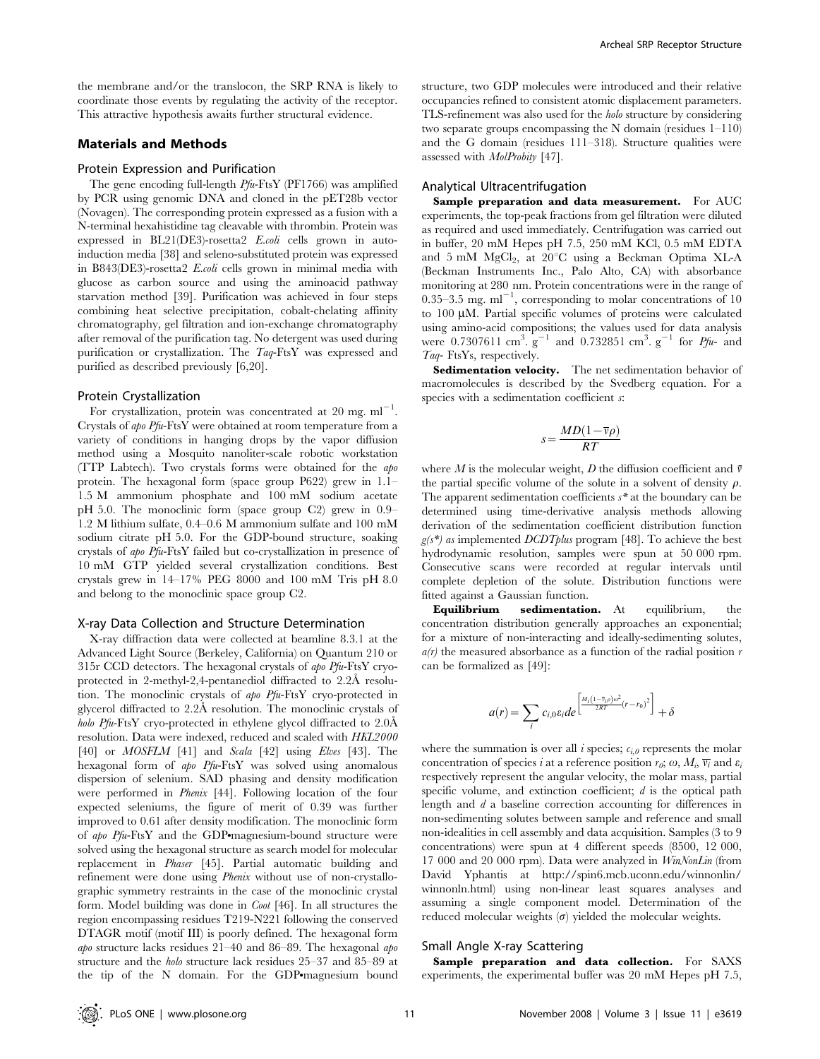the membrane and/or the translocon, the SRP RNA is likely to coordinate those events by regulating the activity of the receptor. This attractive hypothesis awaits further structural evidence.

## Materials and Methods

### Protein Expression and Purification

The gene encoding full-length *Pfu*-FtsY (PF1766) was amplified by PCR using genomic DNA and cloned in the pET28b vector (Novagen). The corresponding protein expressed as a fusion with a N-terminal hexahistidine tag cleavable with thrombin. Protein was expressed in BL21(DE3)-rosetta2 *E.coli* cells grown in auto-induction media [38] and seleno-substituted protein was expressed in B843(DE3)-rosetta2 *E.coli* cells grown in minimal media with glucose as carbon source and using the aminoacid pathway starvation method [39]. Purification was achieved in four steps combining heat selective precipitation, cobalt-chelating affinity chromatography, gel filtration and ion-exchange chromatography after removal of the purification tag. No detergent was used during purification or crystallization. The *Taq*-FtsY was expressed and purified as described previously [6,20].

### Protein Crystallization

For crystallization, protein was concentrated at 20 mg. ml$^{-1}$. Crystals of *apo Pfu*-FtsY were obtained at room temperature from a variety of conditions in hanging drops by the vapor diffusion method using a Mosquito nanoliter-scale robotic workstation (TTP Labtech). Two crystals forms were obtained for the *apo* protein. The hexagonal form (space group P622) grew in 1.1–1.5 M ammonium phosphate and 100 mM sodium acetate pH 5.0. The monoclinic form (space group C2) grew in 0.9–1.2 M lithium sulfate, 0.4–0.6 M ammonium sulfate and 100 mM sodium citrate pH 5.0. For the GDP-bound structure, soaking crystals of *apo Pfu*-FtsY failed but co-crystallization in presence of 10 mM GTP yielded several crystallization conditions. Best crystals grew in 14–17% PEG 8000 and 100 mM Tris pH 8.0 and belong to the monoclinic space group C2.

### X-ray Data Collection and Structure Determination

X-ray diffraction data were collected at beamline 8.3.1 at the Advanced Light Source (Berkeley, California) on Quantum 210 or 315r CCD detectors. The hexagonal crystals of *apo Pfu*-FtsY cryo-protected in 2-methyl-2,4-pentanediol diffracted to 2.2Å resolution. The monoclinic crystals of *apo Pfu*-FtsY cryo-protected in glycerol diffracted to 2.2Å resolution. The monoclinic crystals of *holo Pfu*-FtsY cryo-protected in ethylene glycol diffracted to 2.0Å resolution. Data were indexed, reduced and scaled with *HKL2000* [40] or *MOSFLM* [41] and *Scala* [42] using *Elves* [43]. The hexagonal form of *apo Pfu*-FtsY was solved using anomalous dispersion of selenium. SAD phasing and density modification were performed in *Phenix* [44]. Following location of the four expected seleniums, the figure of merit of 0.39 was further improved to 0.61 after density modification. The monoclinic form of *apo Pfu*-FtsY and the GDP•magnesium-bound structure were solved using the hexagonal structure as search model for molecular replacement in *Phaser* [45]. Partial automatic building and refinement were done using *Phenix* without use of non-crystallographic symmetry restraints in the case of the monoclinic crystal form. Model building was done in *Coot* [46]. In all structures the region encompassing residues T219-N221 following the conserved DTAGR motif (motif III) is poorly defined. The hexagonal form *apo* structure lacks residues 21–40 and 86–89. The hexagonal *apo* structure and the *holo* structure lack residues 25–37 and 85–89 at the tip of the N domain. For the GDP•magnesium bound structure, two GDP molecules were introduced and their relative occupancies refined to consistent atomic displacement parameters. TLS-refinement was also used for the *holo* structure by considering two separate groups encompassing the N domain (residues 1–110) and the G domain (residues 111–318). Structure qualities were assessed with *MolProbity* [47].

### Analytical Ultracentrifugation

**Sample preparation and data measurement.** For AUC experiments, the top-peak fractions from gel filtration were diluted as required and used immediately. Centrifugation was carried out in buffer, 20 mM Hepes pH 7.5, 250 mM KCl, 0.5 mM EDTA and 5 mM $MgCl_2$, at 20°C using a Beckman Optima XL-A (Beckman Instruments Inc., Palo Alto, CA) with absorbance monitoring at 280 nm. Protein concentrations were in the range of 0.35–3.5 mg. ml$^{-1}$, corresponding to molar concentrations of 10 to 100 µM. Partial specific volumes of proteins were calculated using amino-acid compositions; the values used for data analysis were 0.7307611 cm$^3$. g$^{-1}$ and 0.732851 cm$^3$. g$^{-1}$ for *Pfu*- and *Taq*- FtsYs, respectively.

**Sedimentation velocity.** The net sedimentation behavior of macromolecules is described by the Svedberg equation. For a species with a sedimentation coefficient *s*:

$$s = \frac{MD(1-\bar{v}\rho)}{RT}$$

where $M$ is the molecular weight, $D$ the diffusion coefficient and $\bar{v}$ the partial specific volume of the solute in a solvent of density $\rho$. The apparent sedimentation coefficients $s^*$ at the boundary can be determined using time-derivative analysis methods allowing derivation of the sedimentation coefficient distribution function $g(s^*)$ *as* implemented *DCDTplus* program [48]. To achieve the best hydrodynamic resolution, samples were spun at 50 000 rpm. Consecutive scans were recorded at regular intervals until complete depletion of the solute. Distribution functions were fitted against a Gaussian function.

**Equilibrium sedimentation.** At equilibrium, the concentration distribution generally approaches an exponential; for a mixture of non-interacting and ideally-sedimenting solutes, $a(r)$ the measured absorbance as a function of the radial position $r$ can be formalized as [49]:

$$a(r) = \sum_i c_{i,0}\varepsilon_i d e^{\left[\frac{M_i(1-\bar{v}_i\rho)\omega^2}{2RT}(r-r_0)^2\right]} + \delta$$

where the summation is over all $i$ species; $c_{i,0}$ represents the molar concentration of species $i$ at a reference position $r_0$; $\omega$, $M_i$, $\bar{v}_i$ and $\varepsilon_i$ respectively represent the angular velocity, the molar mass, partial specific volume, and extinction coefficient; $d$ is the optical path length and $d$ a baseline correction accounting for differences in non-sedimenting solutes between sample and reference and small non-idealities in cell assembly and data acquisition. Samples (3 to 9 concentrations) were spun at 4 different speeds (8500, 12 000, 17 000 and 20 000 rpm). Data were analyzed in *WinNonLin* (from David Yphantis at http://spin6.mcb.uconn.edu/winnonlin/winnonln.html) using non-linear least squares analyses and assuming a single component model. Determination of the reduced molecular weights ($\sigma$) yielded the molecular weights.

### Small Angle X-ray Scattering

**Sample preparation and data collection.** For SAXS experiments, the experimental buffer was 20 mM Hepes pH 7.5,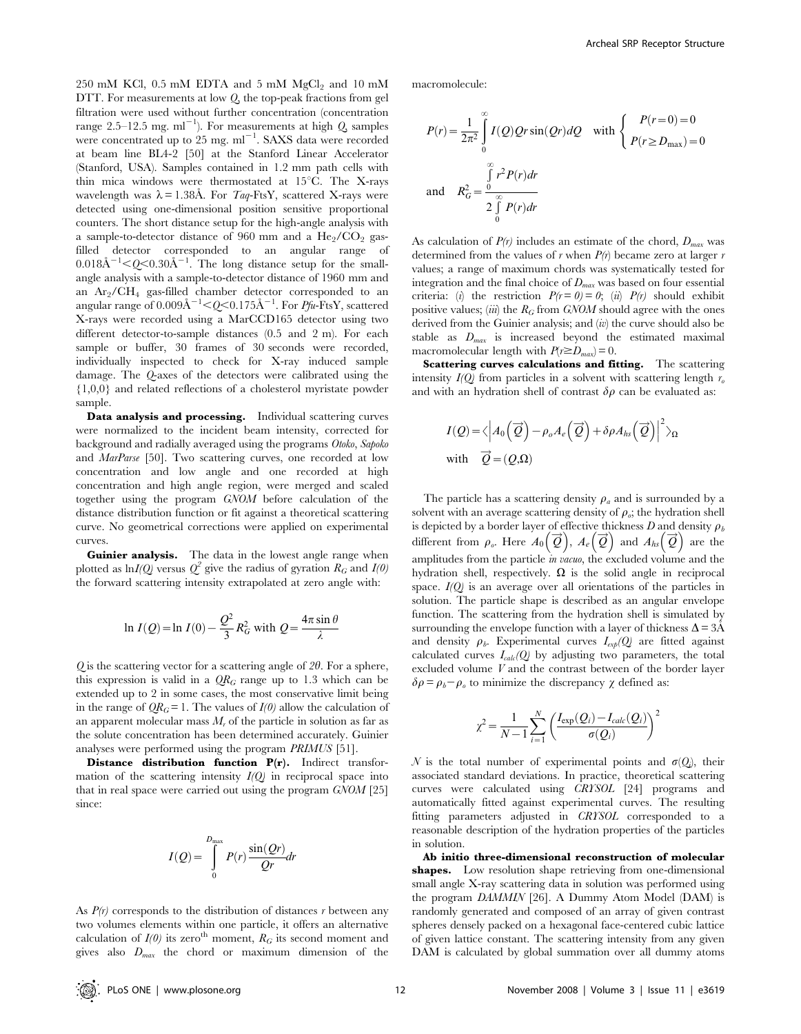250 mM KCl, 0.5 mM EDTA and 5 mM $MgCl_2$ and 10 mM DTT. For measurements at low $Q$, the top-peak fractions from gel filtration were used without further concentration (concentration range 2.5–12.5 mg. ml$^{-1}$). For measurements at high $Q$, samples were concentrated up to 25 mg. ml$^{-1}$. SAXS data were recorded at beam line BL4-2 [50] at the Stanford Linear Accelerator (Stanford, USA). Samples contained in 1.2 mm path cells with thin mica windows were thermostated at 15°C. The X-rays wavelength was $\lambda = 1.38$Å. For *Taq*-FtsY, scattered X-rays were detected using one-dimensional position sensitive proportional counters. The short distance setup for the high-angle analysis with a sample-to-detector distance of 960 mm and a $He_2/CO_2$ gas-filled detector corresponded to an angular range of $0.018\text{Å}^{-1} < Q < 0.30\text{Å}^{-1}$. The long distance setup for the small-angle analysis with a sample-to-detector distance of 1960 mm and an $Ar_2/CH_4$ gas-filled chamber detector corresponded to an angular range of $0.009\text{Å}^{-1} < Q < 0.175\text{Å}^{-1}$. For *Pfu*-FtsY, scattered X-rays were recorded using a MarCCD165 detector using two different detector-to-sample distances (0.5 and 2 m). For each sample or buffer, 30 frames of 30 seconds were recorded, individually inspected to check for X-ray induced sample damage. The $Q$-axes of the detectors were calibrated using the {1,0,0} and related reflections of a cholesterol myristate powder sample.

**Data analysis and processing.** Individual scattering curves were normalized to the incident beam intensity, corrected for background and radially averaged using the programs *Otoko*, *Sapoko* and *MarParse* [50]. Two scattering curves, one recorded at low concentration and low angle and one recorded at high concentration and high angle region, were merged and scaled together using the program *GNOM* before calculation of the distance distribution function or fit against a theoretical scattering curve. No geometrical corrections were applied on experimental curves.

**Guinier analysis.** The data in the lowest angle range when plotted as $\ln I(Q)$ versus $Q^2$ give the radius of gyration $R_G$ and $I(0)$ the forward scattering intensity extrapolated at zero angle with:

$$\ln I(Q) = \ln I(0) - \frac{Q^2}{3}R_G^2 \text{ with } Q = \frac{4\pi \sin\theta}{\lambda}$$

$Q$ is the scattering vector for a scattering angle of $2\theta$. For a sphere, this expression is valid in a $QR_G$ range up to 1.3 which can be extended up to 2 in some cases, the most conservative limit being in the range of $QR_G = 1$. The values of $I(0)$ allow the calculation of an apparent molecular mass $M_r$ of the particle in solution as far as the solute concentration has been determined accurately. Guinier analyses were performed using the program *PRIMUS* [51].

**Distance distribution function P(r).** Indirect transformation of the scattering intensity $I(Q)$ in reciprocal space into that in real space were carried out using the program *GNOM* [25] since:

$$I(Q) = \int_0^{D_{\max}} P(r)\frac{\sin(Qr)}{Qr}dr$$

As $P(r)$ corresponds to the distribution of distances $r$ between any two volumes elements within one particle, it offers an alternative calculation of $I(0)$ its zero$^{\text{th}}$ moment, $R_G$ its second moment and gives also $D_{max}$ the chord or maximum dimension of the macromolecule:

$$P(r) = \frac{1}{2\pi^2}\int_0^{\infty} I(Q)Qr\sin(Qr)dQ \quad \text{with} \begin{cases} P(r=0) = 0 \\ P(r \geq D_{\max}) = 0 \end{cases}$$

$$\text{and} \quad R_G^2 = \frac{\int_0^{\infty} r^2 P(r)dr}{2\int_0^{\infty} P(r)dr}$$

As calculation of $P(r)$ includes an estimate of the chord, $D_{max}$ was determined from the values of $r$ when $P(r)$ became zero at larger $r$ values; a range of maximum chords was systematically tested for integration and the final choice of $D_{max}$ was based on four essential criteria: (*i*) the restriction $P(r=0) = 0$; (*ii*) $P(r)$ should exhibit positive values; (*iii*) the $R_G$ from *GNOM* should agree with the ones derived from the Guinier analysis; and (*iv*) the curve should also be stable as $D_{max}$ is increased beyond the estimated maximal macromolecular length with $P(r \geq D_{max}) = 0$.

**Scattering curves calculations and fitting.** The scattering intensity $I(Q)$ from particles in a solvent with scattering length $r_o$ and with an hydration shell of contrast $\delta\rho$ can be evaluated as:

$$I(Q) = \left\langle \left| A_0(\vec{Q}) - \rho_o A_e(\vec{Q}) + \delta\rho A_{hs}(\vec{Q}) \right|^2 \right\rangle_{\Omega}$$
$$\text{with} \quad \vec{Q} = (Q, \Omega)$$

The particle has a scattering density $\rho_a$ and is surrounded by a solvent with an average scattering density of $\rho_o$; the hydration shell is depicted by a border layer of effective thickness $D$ and density $\rho_b$ different from $\rho_o$. Here $A_0(\vec{Q})$, $A_e(\vec{Q})$ and $A_{hs}(\vec{Q})$ are the amplitudes from the particle *in vacuo*, the excluded volume and the hydration shell, respectively. $\Omega$ is the solid angle in reciprocal space. $I(Q)$ is an average over all orientations of the particles in solution. The particle shape is described as an angular envelope function. The scattering from the hydration shell is simulated by surrounding the envelope function with a layer of thickness $\Delta = 3$Å and density $\rho_b$. Experimental curves $I_{exp}(Q)$ are fitted against calculated curves $I_{calc}(Q)$ by adjusting two parameters, the total excluded volume $V$ and the contrast between of the border layer $\delta\rho = \rho_b - \rho_o$ to minimize the discrepancy $\chi$ defined as:

$$\chi^2 = \frac{1}{N-1}\sum_{i=1}^{N}\left(\frac{I_{\exp}(Q_i) - I_{calc}(Q_i)}{\sigma(Q_i)}\right)^2$$

$N$ is the total number of experimental points and $\sigma(Q_i)$, their associated standard deviations. In practice, theoretical scattering curves were calculated using *CRYSOL* [24] programs and automatically fitted against experimental curves. The resulting fitting parameters adjusted in *CRYSOL* corresponded to a reasonable description of the hydration properties of the particles in solution.

**Ab initio three-dimensional reconstruction of molecular shapes.** Low resolution shape retrieving from one-dimensional small angle X-ray scattering data in solution was performed using the program *DAMMIN* [26]. A Dummy Atom Model (DAM) is randomly generated and composed of an array of given contrast spheres densely packed on a hexagonal face-centered cubic lattice of given lattice constant. The scattering intensity from any given DAM is calculated by global summation over all dummy atoms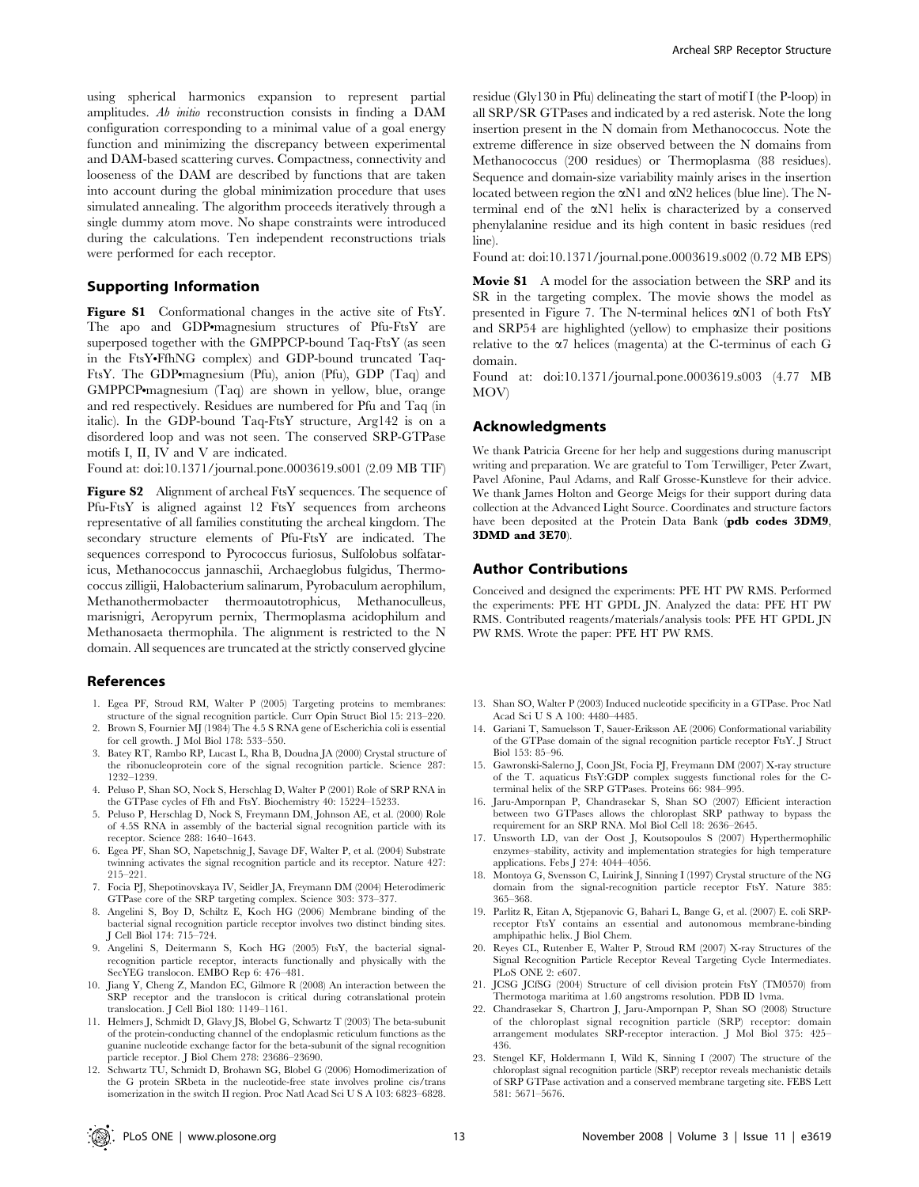using spherical harmonics expansion to represent partial amplitudes. *Ab initio* reconstruction consists in finding a DAM configuration corresponding to a minimal value of a goal energy function and minimizing the discrepancy between experimental and DAM-based scattering curves. Compactness, connectivity and looseness of the DAM are described by functions that are taken into account during the global minimization procedure that uses simulated annealing. The algorithm proceeds iteratively through a single dummy atom move. No shape constraints were introduced during the calculations. Ten independent reconstructions trials were performed for each receptor.

## Supporting Information

**Figure S1** Conformational changes in the active site of FtsY. The apo and GDP•magnesium structures of Pfu-FtsY are superposed together with the GMPPCP-bound Taq-FtsY (as seen in the FtsY•FfhNG complex) and GDP-bound truncated Taq-FtsY. The GDP•magnesium (Pfu), anion (Pfu), GDP (Taq) and GMPPCP•magnesium (Taq) are shown in yellow, blue, orange and red respectively. Residues are numbered for Pfu and Taq (in italic). In the GDP-bound Taq-FtsY structure, Arg142 is on a disordered loop and was not seen. The conserved SRP-GTPase motifs I, II, IV and V are indicated.

Found at: doi:10.1371/journal.pone.0003619.s001 (2.09 MB TIF)

**Figure S2** Alignment of archeal FtsY sequences. The sequence of Pfu-FtsY is aligned against 12 FtsY sequences from archeons representative of all families constituting the archeal kingdom. The secondary structure elements of Pfu-FtsY are indicated. The sequences correspond to Pyrococcus furiosus, Sulfolobus solfataricus, Methanococcus jannaschii, Archaeglobus fulgidus, Thermococcus zilligii, Halobacterium salinarum, Pyrobaculum aerophilum, Methanothermobacter thermoautotrophicus, Methanoculleus, marisnigri, Aeropyrum pernix, Thermoplasma acidophilum and Methanosaeta thermophila. The alignment is restricted to the N domain. All sequences are truncated at the strictly conserved glycine residue (Gly130 in Pfu) delineating the start of motif I (the P-loop) in all SRP/SR GTPases and indicated by a red asterisk. Note the long insertion present in the N domain from Methanococcus. Note the extreme difference in size observed between the N domains from Methanococcus (200 residues) or Thermoplasma (88 residues). Sequence and domain-size variability mainly arises in the insertion located between region the αN1 and αN2 helices (blue line). The N-terminal end of the αN1 helix is characterized by a conserved phenylalanine residue and its high content in basic residues (red line).

Found at: doi:10.1371/journal.pone.0003619.s002 (0.72 MB EPS)

**Movie S1** A model for the association between the SRP and its SR in the targeting complex. The movie shows the model as presented in Figure 7. The N-terminal helices αN1 of both FtsY and SRP54 are highlighted (yellow) to emphasize their positions relative to the α7 helices (magenta) at the C-terminus of each G domain.

Found at: doi:10.1371/journal.pone.0003619.s003 (4.77 MB MOV)

## Acknowledgments

We thank Patricia Greene for her help and suggestions during manuscript writing and preparation. We are grateful to Tom Terwilliger, Peter Zwart, Pavel Afonine, Paul Adams, and Ralf Grosse-Kunstleve for their advice. We thank James Holton and George Meigs for their support during data collection at the Advanced Light Source. Coordinates and structure factors have been deposited at the Protein Data Bank (**pdb codes 3DM9, 3DMD and 3E70**).

## Author Contributions

Conceived and designed the experiments: PFE HT PW RMS. Performed the experiments: PFE HT GPDL JN. Analyzed the data: PFE HT PW RMS. Contributed reagents/materials/analysis tools: PFE HT GPDL JN PW RMS. Wrote the paper: PFE HT PW RMS.

## References

1. Egea PF, Stroud RM, Walter P (2005) Targeting proteins to membranes: structure of the signal recognition particle. Curr Opin Struct Biol 15: 213–220.
2. Brown S, Fournier MJ (1984) The 4.5 S RNA gene of Escherichia coli is essential for cell growth. J Mol Biol 178: 533–550.
3. Batey RT, Rambo RP, Lucast L, Rha B, Doudna JA (2000) Crystal structure of the ribonucleoprotein core of the signal recognition particle. Science 287: 1232–1239.
4. Peluso P, Shan SO, Nock S, Herschlag D, Walter P (2001) Role of SRP RNA in the GTPase cycles of Ffh and FtsY. Biochemistry 40: 15224–15233.
5. Peluso P, Herschlag D, Nock S, Freymann DM, Johnson AE, et al. (2000) Role of 4.5S RNA in assembly of the bacterial signal recognition particle with its receptor. Science 288: 1640–1643.
6. Egea PF, Shan SO, Napetschnig J, Savage DF, Walter P, et al. (2004) Substrate twinning activates the signal recognition particle and its receptor. Nature 427: 215–221.
7. Focia PJ, Shepotinovskaya IV, Seidler JA, Freymann DM (2004) Heterodimeric GTPase core of the SRP targeting complex. Science 303: 373–377.
8. Angelini S, Boy D, Schiltz E, Koch HG (2006) Membrane binding of the bacterial signal recognition particle receptor involves two distinct binding sites. J Cell Biol 174: 715–724.
9. Angelini S, Deitermann S, Koch HG (2005) FtsY, the bacterial signal-recognition particle receptor, interacts functionally and physically with the SecYEG translocon. EMBO Rep 6: 476–481.
10. Jiang Y, Cheng Z, Mandon EC, Gilmore R (2008) An interaction between the SRP receptor and the translocon is critical during cotranslational protein translocation. J Cell Biol 180: 1149–1161.
11. Helmers J, Schmidt D, Glavy JS, Blobel G, Schwartz T (2003) The beta-subunit of the protein-conducting channel of the endoplasmic reticulum functions as the guanine nucleotide exchange factor for the beta-subunit of the signal recognition particle receptor. J Biol Chem 278: 23686–23690.
12. Schwartz TU, Schmidt D, Brohawn SG, Blobel G (2006) Homodimerization of the G protein SRbeta in the nucleotide-free state involves proline cis/trans isomerization in the switch II region. Proc Natl Acad Sci U S A 103: 6823–6828.
13. Shan SO, Walter P (2003) Induced nucleotide specificity in a GTPase. Proc Natl Acad Sci U S A 100: 4480–4485.
14. Gariani T, Samuelsson T, Sauer-Eriksson AE (2006) Conformational variability of the GTPase domain of the signal recognition particle receptor FtsY. J Struct Biol 153: 85–96.
15. Gawronski-Salerno J, Coon JSt, Focia PJ, Freymann DM (2007) X-ray structure of the T. aquaticus FtsY:GDP complex suggests functional roles for the C-terminal helix of the SRP GTPases. Proteins 66: 984–995.
16. Jaru-Ampornpan P, Chandrasekar S, Shan SO (2007) Efficient interaction between two GTPases allows the chloroplast SRP pathway to bypass the requirement for an SRP RNA. Mol Biol Cell 18: 2636–2645.
17. Unsworth LD, van der Oost J, Koutsopoulos S (2007) Hyperthermophilic enzymes–stability, activity and implementation strategies for high temperature applications. Febs J 274: 4044–4056.
18. Montoya G, Svensson C, Luirink J, Sinning I (1997) Crystal structure of the NG domain from the signal-recognition particle receptor FtsY. Nature 385: 365–368.
19. Parlitz R, Eitan A, Stjepanovic G, Bahari L, Bange G, et al. (2007) E. coli SRP-receptor FtsY contains an essential and autonomous membrane-binding amphipathic helix. J Biol Chem.
20. Reyes CL, Rutenber E, Walter P, Stroud RM (2007) X-ray Structures of the Signal Recognition Particle Receptor Reveal Targeting Cycle Intermediates. PLoS ONE 2: e607.
21. JCSG JCfSG (2004) Structure of cell division protein FtsY (TM0570) from Thermotoga maritima at 1.60 angstroms resolution. PDB ID 1vma.
22. Chandrasekar S, Chartron J, Jaru-Ampornpan P, Shan SO (2008) Structure of the chloroplast signal recognition particle (SRP) receptor: domain arrangement modulates SRP-receptor interaction. J Mol Biol 375: 425–436.
23. Stengel KF, Holdermann I, Wild K, Sinning I (2007) The structure of the chloroplast signal recognition particle (SRP) receptor reveals mechanistic details of SRP GTPase activation and a conserved membrane targeting site. FEBS Lett 581: 5671–5676.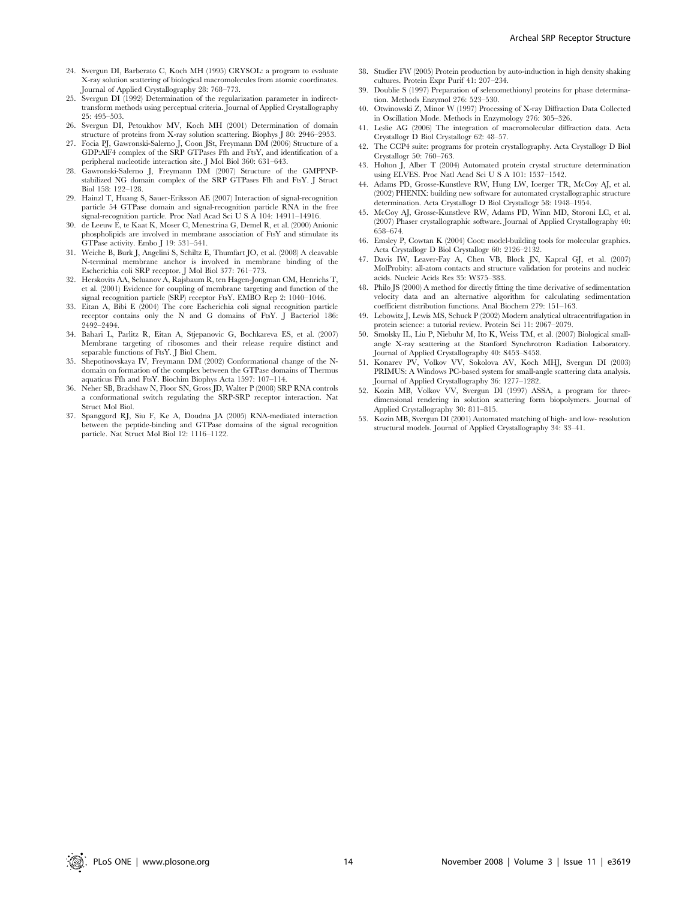24. Svergun DI, Barberato C, Koch MH (1995) CRYSOL: a program to evaluate X-ray solution scattering of biological macromolecules from atomic coordinates. Journal of Applied Crystallography 28: 768–773.
25. Svergun DI (1992) Determination of the regularization parameter in indirect-transform methods using perceptual criteria. Journal of Applied Crystallography 25: 495–503.
26. Svergun DI, Petoukhov MV, Koch MH (2001) Determination of domain structure of proteins from X-ray solution scattering. Biophys J 80: 2946–2953.
27. Focia PJ, Gawronski-Salerno J, Coon JSt, Freymann DM (2006) Structure of a GDP:AlF4 complex of the SRP GTPases Ffh and FtsY, and identification of a peripheral nucleotide interaction site. J Mol Biol 360: 631–643.
28. Gawronski-Salerno J, Freymann DM (2007) Structure of the GMPPNP-stabilized NG domain complex of the SRP GTPases Ffh and FtsY. J Struct Biol 158: 122–128.
29. Hainzl T, Huang S, Sauer-Eriksson AE (2007) Interaction of signal-recognition particle 54 GTPase domain and signal-recognition particle RNA in the free signal-recognition particle. Proc Natl Acad Sci U S A 104: 14911–14916.
30. de Leeuw E, te Kaat K, Moser C, Menestrina G, Demel R, et al. (2000) Anionic phospholipids are involved in membrane association of FtsY and stimulate its GTPase activity. Embo J 19: 531–541.
31. Weiche B, Burk J, Angelini S, Schiltz E, Thumfart JO, et al. (2008) A cleavable N-terminal membrane anchor is involved in membrane binding of the Escherichia coli SRP receptor. J Mol Biol 377: 761–773.
32. Herskovits AA, Seluanov A, Rajsbaum R, ten Hagen-Jongman CM, Henrichs T, et al. (2001) Evidence for coupling of membrane targeting and function of the signal recognition particle (SRP) receptor FtsY. EMBO Rep 2: 1040–1046.
33. Eitan A, Bibi E (2004) The core Escherichia coli signal recognition particle receptor contains only the N and G domains of FtsY. J Bacteriol 186: 2492–2494.
34. Bahari L, Parlitz R, Eitan A, Stjepanovic G, Bochkareva ES, et al. (2007) Membrane targeting of ribosomes and their release require distinct and separable functions of FtsY. J Biol Chem.
35. Shepotinovskaya IV, Freymann DM (2002) Conformational change of the N-domain on formation of the complex between the GTPase domains of Thermus aquaticus Ffh and FtsY. Biochim Biophys Acta 1597: 107–114.
36. Neher SB, Bradshaw N, Floor SN, Gross JD, Walter P (2008) SRP RNA controls a conformational switch regulating the SRP-SRP receptor interaction. Nat Struct Mol Biol.
37. Spanggord RJ, Siu F, Ke A, Doudna JA (2005) RNA-mediated interaction between the peptide-binding and GTPase domains of the signal recognition particle. Nat Struct Mol Biol 12: 1116–1122.
38. Studier FW (2005) Protein production by auto-induction in high density shaking cultures. Protein Expr Purif 41: 207–234.
39. Doublie S (1997) Preparation of selenomethionyl proteins for phase determination. Methods Enzymol 276: 523–530.
40. Otwinowski Z, Minor W (1997) Processing of X-ray Diffraction Data Collected in Oscillation Mode. Methods in Enzymology 276: 305–326.
41. Leslie AG (2006) The integration of macromolecular diffraction data. Acta Crystallogr D Biol Crystallogr 62: 48–57.
42. The CCP4 suite: programs for protein crystallography. Acta Crystallogr D Biol Crystallogr 50: 760–763.
43. Holton J, Alber T (2004) Automated protein crystal structure determination using ELVES. Proc Natl Acad Sci U S A 101: 1537–1542.
44. Adams PD, Grosse-Kunstleve RW, Hung LW, Ioerger TR, McCoy AJ, et al. (2002) PHENIX: building new software for automated crystallographic structure determination. Acta Crystallogr D Biol Crystallogr 58: 1948–1954.
45. McCoy AJ, Grosse-Kunstleve RW, Adams PD, Winn MD, Storoni LC, et al. (2007) Phaser crystallographic software. Journal of Applied Crystallography 40: 658–674.
46. Emsley P, Cowtan K (2004) Coot: model-building tools for molecular graphics. Acta Crystallogr D Biol Crystallogr 60: 2126–2132.
47. Davis IW, Leaver-Fay A, Chen VB, Block JN, Kapral GJ, et al. (2007) MolProbity: all-atom contacts and structure validation for proteins and nucleic acids. Nucleic Acids Res 35: W375–383.
48. Philo JS (2000) A method for directly fitting the time derivative of sedimentation velocity data and an alternative algorithm for calculating sedimentation coefficient distribution functions. Anal Biochem 279: 151–163.
49. Lebowitz J, Lewis MS, Schuck P (2002) Modern analytical ultracentrifugation in protein science: a tutorial review. Protein Sci 11: 2067–2079.
50. Smolsky IL, Liu P, Niebuhr M, Ito K, Weiss TM, et al. (2007) Biological small-angle X-ray scattering at the Stanford Synchrotron Radiation Laboratory. Journal of Applied Crystallography 40: S453–S458.
51. Konarev PV, Volkov VV, Sokolova AV, Koch MHJ, Svergun DI (2003) PRIMUS: A Windows PC-based system for small-angle scattering data analysis. Journal of Applied Crystallography 36: 1277–1282.
52. Kozin MB, Volkov VV, Svergun DI (1997) ASSA, a program for three-dimensional rendering in solution scattering form biopolymers. Journal of Applied Crystallography 30: 811–815.
53. Kozin MB, Svergun DI (2001) Automated matching of high- and low- resolution structural models. Journal of Applied Crystallography 34: 33–41.